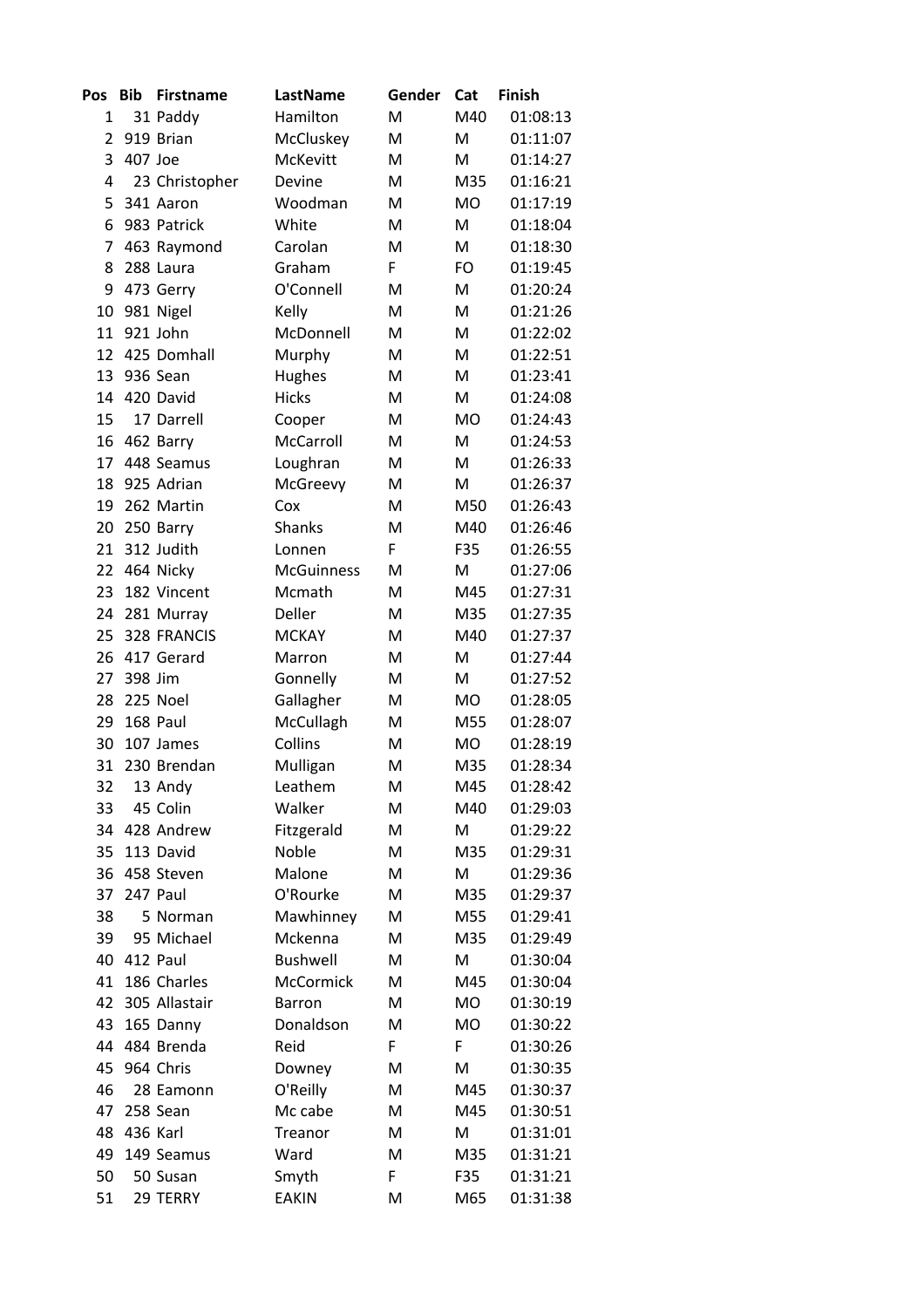| Pos | Bib | Firstname | LastName | Gender | Cat | Finish |
|---|---|---|---|---|---|---|
| 1 | 31 | Paddy | Hamilton | M | M40 | 01:08:13 |
| 2 | 919 | Brian | McCluskey | M | M | 01:11:07 |
| 3 | 407 | Joe | McKevitt | M | M | 01:14:27 |
| 4 | 23 | Christopher | Devine | M | M35 | 01:16:21 |
| 5 | 341 | Aaron | Woodman | M | MO | 01:17:19 |
| 6 | 983 | Patrick | White | M | M | 01:18:04 |
| 7 | 463 | Raymond | Carolan | M | M | 01:18:30 |
| 8 | 288 | Laura | Graham | F | FO | 01:19:45 |
| 9 | 473 | Gerry | O'Connell | M | M | 01:20:24 |
| 10 | 981 | Nigel | Kelly | M | M | 01:21:26 |
| 11 | 921 | John | McDonnell | M | M | 01:22:02 |
| 12 | 425 | Domhall | Murphy | M | M | 01:22:51 |
| 13 | 936 | Sean | Hughes | M | M | 01:23:41 |
| 14 | 420 | David | Hicks | M | M | 01:24:08 |
| 15 | 17 | Darrell | Cooper | M | MO | 01:24:43 |
| 16 | 462 | Barry | McCarroll | M | M | 01:24:53 |
| 17 | 448 | Seamus | Loughran | M | M | 01:26:33 |
| 18 | 925 | Adrian | McGreevy | M | M | 01:26:37 |
| 19 | 262 | Martin | Cox | M | M50 | 01:26:43 |
| 20 | 250 | Barry | Shanks | M | M40 | 01:26:46 |
| 21 | 312 | Judith | Lonnen | F | F35 | 01:26:55 |
| 22 | 464 | Nicky | McGuinness | M | M | 01:27:06 |
| 23 | 182 | Vincent | Mcmath | M | M45 | 01:27:31 |
| 24 | 281 | Murray | Deller | M | M35 | 01:27:35 |
| 25 | 328 | FRANCIS | MCKAY | M | M40 | 01:27:37 |
| 26 | 417 | Gerard | Marron | M | M | 01:27:44 |
| 27 | 398 | Jim | Gonnelly | M | M | 01:27:52 |
| 28 | 225 | Noel | Gallagher | M | MO | 01:28:05 |
| 29 | 168 | Paul | McCullagh | M | M55 | 01:28:07 |
| 30 | 107 | James | Collins | M | MO | 01:28:19 |
| 31 | 230 | Brendan | Mulligan | M | M35 | 01:28:34 |
| 32 | 13 | Andy | Leathem | M | M45 | 01:28:42 |
| 33 | 45 | Colin | Walker | M | M40 | 01:29:03 |
| 34 | 428 | Andrew | Fitzgerald | M | M | 01:29:22 |
| 35 | 113 | David | Noble | M | M35 | 01:29:31 |
| 36 | 458 | Steven | Malone | M | M | 01:29:36 |
| 37 | 247 | Paul | O'Rourke | M | M35 | 01:29:37 |
| 38 | 5 | Norman | Mawhinney | M | M55 | 01:29:41 |
| 39 | 95 | Michael | Mckenna | M | M35 | 01:29:49 |
| 40 | 412 | Paul | Bushwell | M | M | 01:30:04 |
| 41 | 186 | Charles | McCormick | M | M45 | 01:30:04 |
| 42 | 305 | Allastair | Barron | M | MO | 01:30:19 |
| 43 | 165 | Danny | Donaldson | M | MO | 01:30:22 |
| 44 | 484 | Brenda | Reid | F | F | 01:30:26 |
| 45 | 964 | Chris | Downey | M | M | 01:30:35 |
| 46 | 28 | Eamonn | O'Reilly | M | M45 | 01:30:37 |
| 47 | 258 | Sean | Mc cabe | M | M45 | 01:30:51 |
| 48 | 436 | Karl | Treanor | M | M | 01:31:01 |
| 49 | 149 | Seamus | Ward | M | M35 | 01:31:21 |
| 50 | 50 | Susan | Smyth | F | F35 | 01:31:21 |
| 51 | 29 | TERRY | EAKIN | M | M65 | 01:31:38 |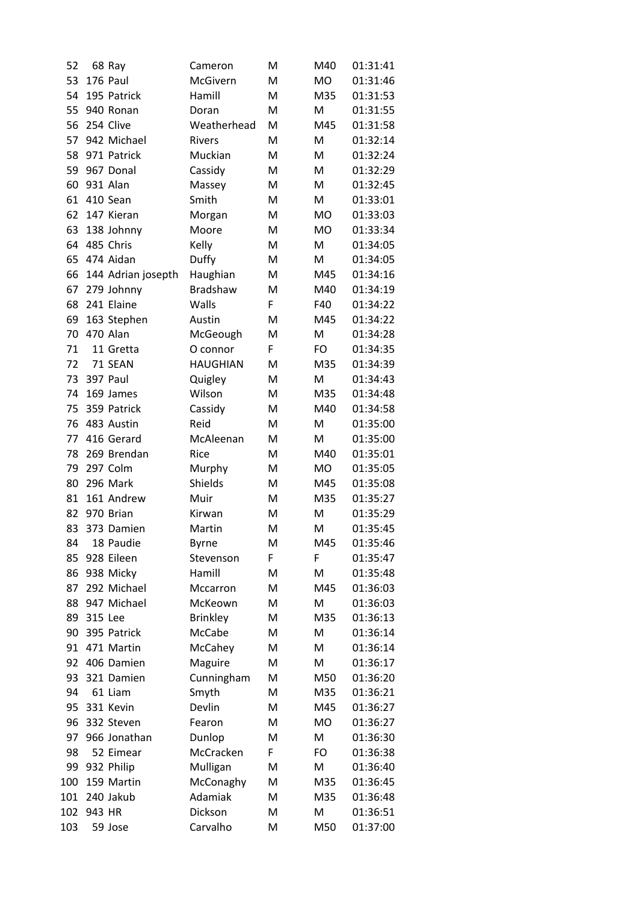| | | | | | | |
|---|---|---|---|---|---|---|
| 52 | 68 | Ray | Cameron | M | M40 | 01:31:41 |
| 53 | 176 | Paul | McGivern | M | MO | 01:31:46 |
| 54 | 195 | Patrick | Hamill | M | M35 | 01:31:53 |
| 55 | 940 | Ronan | Doran | M | M | 01:31:55 |
| 56 | 254 | Clive | Weatherhead | M | M45 | 01:31:58 |
| 57 | 942 | Michael | Rivers | M | M | 01:32:14 |
| 58 | 971 | Patrick | Muckian | M | M | 01:32:24 |
| 59 | 967 | Donal | Cassidy | M | M | 01:32:29 |
| 60 | 931 | Alan | Massey | M | M | 01:32:45 |
| 61 | 410 | Sean | Smith | M | M | 01:33:01 |
| 62 | 147 | Kieran | Morgan | M | MO | 01:33:03 |
| 63 | 138 | Johnny | Moore | M | MO | 01:33:34 |
| 64 | 485 | Chris | Kelly | M | M | 01:34:05 |
| 65 | 474 | Aidan | Duffy | M | M | 01:34:05 |
| 66 | 144 | Adrian joseph | Haughian | M | M45 | 01:34:16 |
| 67 | 279 | Johnny | Bradshaw | M | M40 | 01:34:19 |
| 68 | 241 | Elaine | Walls | F | F40 | 01:34:22 |
| 69 | 163 | Stephen | Austin | M | M45 | 01:34:22 |
| 70 | 470 | Alan | McGeough | M | M | 01:34:28 |
| 71 | 11 | Gretta | O connor | F | FO | 01:34:35 |
| 72 | 71 | SEAN | HAUGHIAN | M | M35 | 01:34:39 |
| 73 | 397 | Paul | Quigley | M | M | 01:34:43 |
| 74 | 169 | James | Wilson | M | M35 | 01:34:48 |
| 75 | 359 | Patrick | Cassidy | M | M40 | 01:34:58 |
| 76 | 483 | Austin | Reid | M | M | 01:35:00 |
| 77 | 416 | Gerard | McAleenan | M | M | 01:35:00 |
| 78 | 269 | Brendan | Rice | M | M40 | 01:35:01 |
| 79 | 297 | Colm | Murphy | M | MO | 01:35:05 |
| 80 | 296 | Mark | Shields | M | M45 | 01:35:08 |
| 81 | 161 | Andrew | Muir | M | M35 | 01:35:27 |
| 82 | 970 | Brian | Kirwan | M | M | 01:35:29 |
| 83 | 373 | Damien | Martin | M | M | 01:35:45 |
| 84 | 18 | Paudie | Byrne | M | M45 | 01:35:46 |
| 85 | 928 | Eileen | Stevenson | F | F | 01:35:47 |
| 86 | 938 | Micky | Hamill | M | M | 01:35:48 |
| 87 | 292 | Michael | Mccarron | M | M45 | 01:36:03 |
| 88 | 947 | Michael | McKeown | M | M | 01:36:03 |
| 89 | 315 | Lee | Brinkley | M | M35 | 01:36:13 |
| 90 | 395 | Patrick | McCabe | M | M | 01:36:14 |
| 91 | 471 | Martin | McCahey | M | M | 01:36:14 |
| 92 | 406 | Damien | Maguire | M | M | 01:36:17 |
| 93 | 321 | Damien | Cunningham | M | M50 | 01:36:20 |
| 94 | 61 | Liam | Smyth | M | M35 | 01:36:21 |
| 95 | 331 | Kevin | Devlin | M | M45 | 01:36:27 |
| 96 | 332 | Steven | Fearon | M | MO | 01:36:27 |
| 97 | 966 | Jonathan | Dunlop | M | M | 01:36:30 |
| 98 | 52 | Eimear | McCracken | F | FO | 01:36:38 |
| 99 | 932 | Philip | Mulligan | M | M | 01:36:40 |
| 100 | 159 | Martin | McConaghy | M | M35 | 01:36:45 |
| 101 | 240 | Jakub | Adamiak | M | M35 | 01:36:48 |
| 102 | 943 | HR | Dickson | M | M | 01:36:51 |
| 103 | 59 | Jose | Carvalho | M | M50 | 01:37:00 |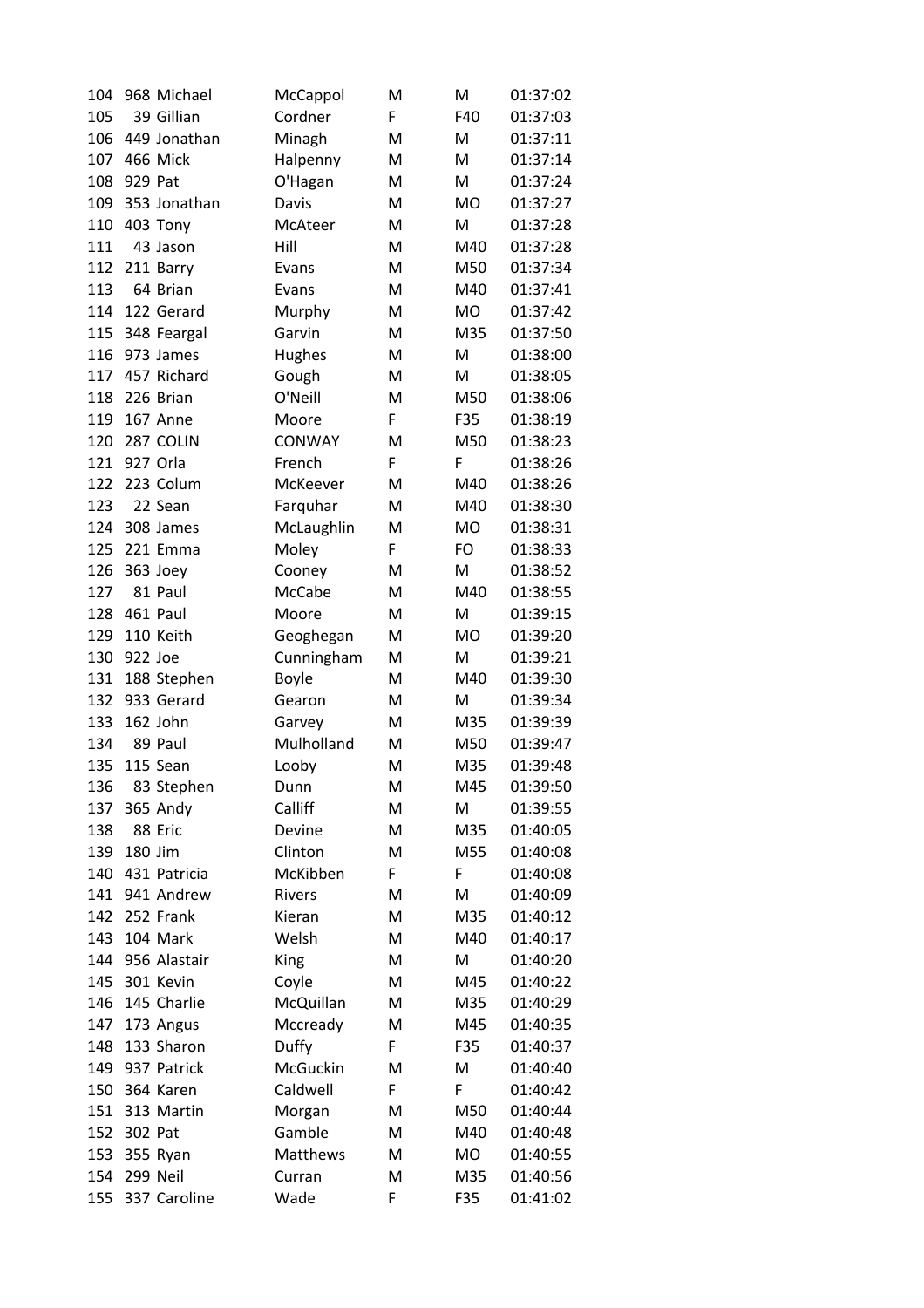| | | | | | | |
|---|---|---|---|---|---|---|
| 104 | 968 | Michael | McCappol | M | M | 01:37:02 |
| 105 | 39 | Gillian | Cordner | F | F40 | 01:37:03 |
| 106 | 449 | Jonathan | Minagh | M | M | 01:37:11 |
| 107 | 466 | Mick | Halpenny | M | M | 01:37:14 |
| 108 | 929 | Pat | O'Hagan | M | M | 01:37:24 |
| 109 | 353 | Jonathan | Davis | M | MO | 01:37:27 |
| 110 | 403 | Tony | McAteer | M | M | 01:37:28 |
| 111 | 43 | Jason | Hill | M | M40 | 01:37:28 |
| 112 | 211 | Barry | Evans | M | M50 | 01:37:34 |
| 113 | 64 | Brian | Evans | M | M40 | 01:37:41 |
| 114 | 122 | Gerard | Murphy | M | MO | 01:37:42 |
| 115 | 348 | Feargal | Garvin | M | M35 | 01:37:50 |
| 116 | 973 | James | Hughes | M | M | 01:38:00 |
| 117 | 457 | Richard | Gough | M | M | 01:38:05 |
| 118 | 226 | Brian | O'Neill | M | M50 | 01:38:06 |
| 119 | 167 | Anne | Moore | F | F35 | 01:38:19 |
| 120 | 287 | COLIN | CONWAY | M | M50 | 01:38:23 |
| 121 | 927 | Orla | French | F | F | 01:38:26 |
| 122 | 223 | Colum | McKeever | M | M40 | 01:38:26 |
| 123 | 22 | Sean | Farquhar | M | M40 | 01:38:30 |
| 124 | 308 | James | McLaughlin | M | MO | 01:38:31 |
| 125 | 221 | Emma | Moley | F | FO | 01:38:33 |
| 126 | 363 | Joey | Cooney | M | M | 01:38:52 |
| 127 | 81 | Paul | McCabe | M | M40 | 01:38:55 |
| 128 | 461 | Paul | Moore | M | M | 01:39:15 |
| 129 | 110 | Keith | Geoghegan | M | MO | 01:39:20 |
| 130 | 922 | Joe | Cunningham | M | M | 01:39:21 |
| 131 | 188 | Stephen | Boyle | M | M40 | 01:39:30 |
| 132 | 933 | Gerard | Gearon | M | M | 01:39:34 |
| 133 | 162 | John | Garvey | M | M35 | 01:39:39 |
| 134 | 89 | Paul | Mulholland | M | M50 | 01:39:47 |
| 135 | 115 | Sean | Looby | M | M35 | 01:39:48 |
| 136 | 83 | Stephen | Dunn | M | M45 | 01:39:50 |
| 137 | 365 | Andy | Calliff | M | M | 01:39:55 |
| 138 | 88 | Eric | Devine | M | M35 | 01:40:05 |
| 139 | 180 | Jim | Clinton | M | M55 | 01:40:08 |
| 140 | 431 | Patricia | McKibben | F | F | 01:40:08 |
| 141 | 941 | Andrew | Rivers | M | M | 01:40:09 |
| 142 | 252 | Frank | Kieran | M | M35 | 01:40:12 |
| 143 | 104 | Mark | Welsh | M | M40 | 01:40:17 |
| 144 | 956 | Alastair | King | M | M | 01:40:20 |
| 145 | 301 | Kevin | Coyle | M | M45 | 01:40:22 |
| 146 | 145 | Charlie | McQuillan | M | M35 | 01:40:29 |
| 147 | 173 | Angus | Mccready | M | M45 | 01:40:35 |
| 148 | 133 | Sharon | Duffy | F | F35 | 01:40:37 |
| 149 | 937 | Patrick | McGuckin | M | M | 01:40:40 |
| 150 | 364 | Karen | Caldwell | F | F | 01:40:42 |
| 151 | 313 | Martin | Morgan | M | M50 | 01:40:44 |
| 152 | 302 | Pat | Gamble | M | M40 | 01:40:48 |
| 153 | 355 | Ryan | Matthews | M | MO | 01:40:55 |
| 154 | 299 | Neil | Curran | M | M35 | 01:40:56 |
| 155 | 337 | Caroline | Wade | F | F35 | 01:41:02 |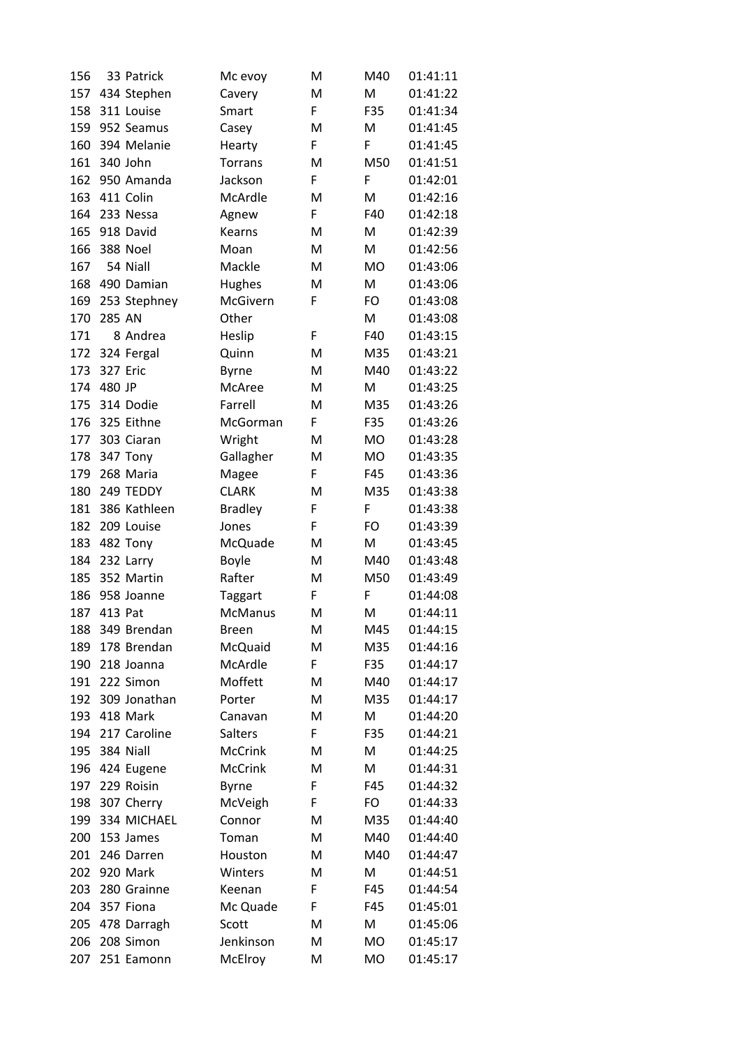| | | | | | | |
|---|---|---|---|---|---|---|
| 156 | 33 | Patrick | Mc evoy | M | M40 | 01:41:11 |
| 157 | 434 | Stephen | Cavery | M | M | 01:41:22 |
| 158 | 311 | Louise | Smart | F | F35 | 01:41:34 |
| 159 | 952 | Seamus | Casey | M | M | 01:41:45 |
| 160 | 394 | Melanie | Hearty | F | F | 01:41:45 |
| 161 | 340 | John | Torrans | M | M50 | 01:41:51 |
| 162 | 950 | Amanda | Jackson | F | F | 01:42:01 |
| 163 | 411 | Colin | McArdle | M | M | 01:42:16 |
| 164 | 233 | Nessa | Agnew | F | F40 | 01:42:18 |
| 165 | 918 | David | Kearns | M | M | 01:42:39 |
| 166 | 388 | Noel | Moan | M | M | 01:42:56 |
| 167 | 54 | Niall | Mackle | M | MO | 01:43:06 |
| 168 | 490 | Damian | Hughes | M | M | 01:43:06 |
| 169 | 253 | Stephney | McGivern | F | FO | 01:43:08 |
| 170 | 285 | AN | Other | | M | 01:43:08 |
| 171 | 8 | Andrea | Heslip | F | F40 | 01:43:15 |
| 172 | 324 | Fergal | Quinn | M | M35 | 01:43:21 |
| 173 | 327 | Eric | Byrne | M | M40 | 01:43:22 |
| 174 | 480 | JP | McAree | M | M | 01:43:25 |
| 175 | 314 | Dodie | Farrell | M | M35 | 01:43:26 |
| 176 | 325 | Eithne | McGorman | F | F35 | 01:43:26 |
| 177 | 303 | Ciaran | Wright | M | MO | 01:43:28 |
| 178 | 347 | Tony | Gallagher | M | MO | 01:43:35 |
| 179 | 268 | Maria | Magee | F | F45 | 01:43:36 |
| 180 | 249 | TEDDY | CLARK | M | M35 | 01:43:38 |
| 181 | 386 | Kathleen | Bradley | F | F | 01:43:38 |
| 182 | 209 | Louise | Jones | F | FO | 01:43:39 |
| 183 | 482 | Tony | McQuade | M | M | 01:43:45 |
| 184 | 232 | Larry | Boyle | M | M40 | 01:43:48 |
| 185 | 352 | Martin | Rafter | M | M50 | 01:43:49 |
| 186 | 958 | Joanne | Taggart | F | F | 01:44:08 |
| 187 | 413 | Pat | McManus | M | M | 01:44:11 |
| 188 | 349 | Brendan | Breen | M | M45 | 01:44:15 |
| 189 | 178 | Brendan | McQuaid | M | M35 | 01:44:16 |
| 190 | 218 | Joanna | McArdle | F | F35 | 01:44:17 |
| 191 | 222 | Simon | Moffett | M | M40 | 01:44:17 |
| 192 | 309 | Jonathan | Porter | M | M35 | 01:44:17 |
| 193 | 418 | Mark | Canavan | M | M | 01:44:20 |
| 194 | 217 | Caroline | Salters | F | F35 | 01:44:21 |
| 195 | 384 | Niall | McCrink | M | M | 01:44:25 |
| 196 | 424 | Eugene | McCrink | M | M | 01:44:31 |
| 197 | 229 | Roisin | Byrne | F | F45 | 01:44:32 |
| 198 | 307 | Cherry | McVeigh | F | FO | 01:44:33 |
| 199 | 334 | MICHAEL | Connor | M | M35 | 01:44:40 |
| 200 | 153 | James | Toman | M | M40 | 01:44:40 |
| 201 | 246 | Darren | Houston | M | M40 | 01:44:47 |
| 202 | 920 | Mark | Winters | M | M | 01:44:51 |
| 203 | 280 | Grainne | Keenan | F | F45 | 01:44:54 |
| 204 | 357 | Fiona | Mc Quade | F | F45 | 01:45:01 |
| 205 | 478 | Darragh | Scott | M | M | 01:45:06 |
| 206 | 208 | Simon | Jenkinson | M | MO | 01:45:17 |
| 207 | 251 | Eamonn | McElroy | M | MO | 01:45:17 |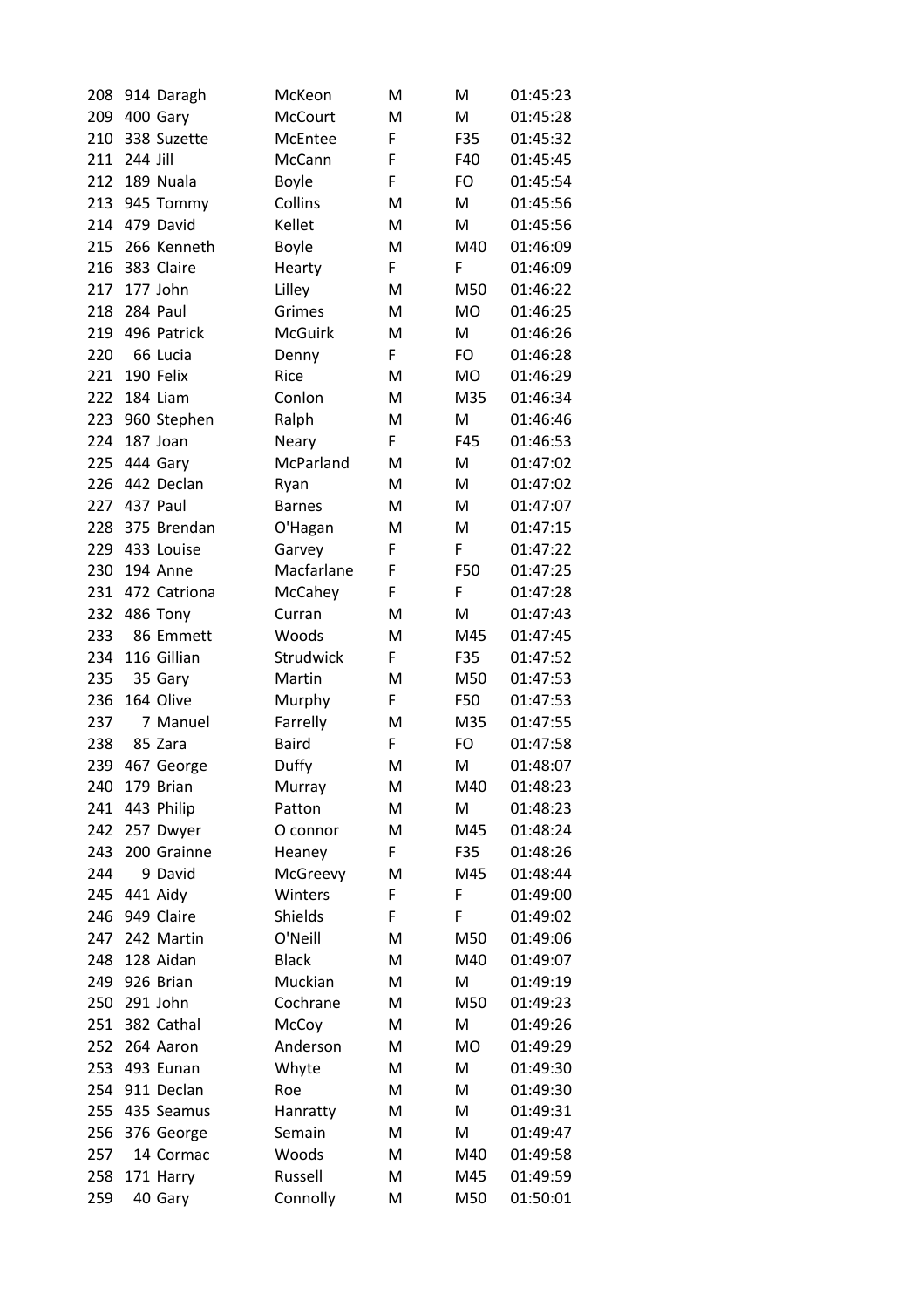| | | | | | | |
|---|---|---|---|---|---|---|
| 208 | 914 | Daragh | McKeon | M | M | 01:45:23 |
| 209 | 400 | Gary | McCourt | M | M | 01:45:28 |
| 210 | 338 | Suzette | McEntee | F | F35 | 01:45:32 |
| 211 | 244 | Jill | McCann | F | F40 | 01:45:45 |
| 212 | 189 | Nuala | Boyle | F | FO | 01:45:54 |
| 213 | 945 | Tommy | Collins | M | M | 01:45:56 |
| 214 | 479 | David | Kellet | M | M | 01:45:56 |
| 215 | 266 | Kenneth | Boyle | M | M40 | 01:46:09 |
| 216 | 383 | Claire | Hearty | F | F | 01:46:09 |
| 217 | 177 | John | Lilley | M | M50 | 01:46:22 |
| 218 | 284 | Paul | Grimes | M | MO | 01:46:25 |
| 219 | 496 | Patrick | McGuirk | M | M | 01:46:26 |
| 220 | 66 | Lucia | Denny | F | FO | 01:46:28 |
| 221 | 190 | Felix | Rice | M | MO | 01:46:29 |
| 222 | 184 | Liam | Conlon | M | M35 | 01:46:34 |
| 223 | 960 | Stephen | Ralph | M | M | 01:46:46 |
| 224 | 187 | Joan | Neary | F | F45 | 01:46:53 |
| 225 | 444 | Gary | McParland | M | M | 01:47:02 |
| 226 | 442 | Declan | Ryan | M | M | 01:47:02 |
| 227 | 437 | Paul | Barnes | M | M | 01:47:07 |
| 228 | 375 | Brendan | O'Hagan | M | M | 01:47:15 |
| 229 | 433 | Louise | Garvey | F | F | 01:47:22 |
| 230 | 194 | Anne | Macfarlane | F | F50 | 01:47:25 |
| 231 | 472 | Catriona | McCahey | F | F | 01:47:28 |
| 232 | 486 | Tony | Curran | M | M | 01:47:43 |
| 233 | 86 | Emmett | Woods | M | M45 | 01:47:45 |
| 234 | 116 | Gillian | Strudwick | F | F35 | 01:47:52 |
| 235 | 35 | Gary | Martin | M | M50 | 01:47:53 |
| 236 | 164 | Olive | Murphy | F | F50 | 01:47:53 |
| 237 | 7 | Manuel | Farrelly | M | M35 | 01:47:55 |
| 238 | 85 | Zara | Baird | F | FO | 01:47:58 |
| 239 | 467 | George | Duffy | M | M | 01:48:07 |
| 240 | 179 | Brian | Murray | M | M40 | 01:48:23 |
| 241 | 443 | Philip | Patton | M | M | 01:48:23 |
| 242 | 257 | Dwyer | O connor | M | M45 | 01:48:24 |
| 243 | 200 | Grainne | Heaney | F | F35 | 01:48:26 |
| 244 | 9 | David | McGreevy | M | M45 | 01:48:44 |
| 245 | 441 | Aidy | Winters | F | F | 01:49:00 |
| 246 | 949 | Claire | Shields | F | F | 01:49:02 |
| 247 | 242 | Martin | O'Neill | M | M50 | 01:49:06 |
| 248 | 128 | Aidan | Black | M | M40 | 01:49:07 |
| 249 | 926 | Brian | Muckian | M | M | 01:49:19 |
| 250 | 291 | John | Cochrane | M | M50 | 01:49:23 |
| 251 | 382 | Cathal | McCoy | M | M | 01:49:26 |
| 252 | 264 | Aaron | Anderson | M | MO | 01:49:29 |
| 253 | 493 | Eunan | Whyte | M | M | 01:49:30 |
| 254 | 911 | Declan | Roe | M | M | 01:49:30 |
| 255 | 435 | Seamus | Hanratty | M | M | 01:49:31 |
| 256 | 376 | George | Semain | M | M | 01:49:47 |
| 257 | 14 | Cormac | Woods | M | M40 | 01:49:58 |
| 258 | 171 | Harry | Russell | M | M45 | 01:49:59 |
| 259 | 40 | Gary | Connolly | M | M50 | 01:50:01 |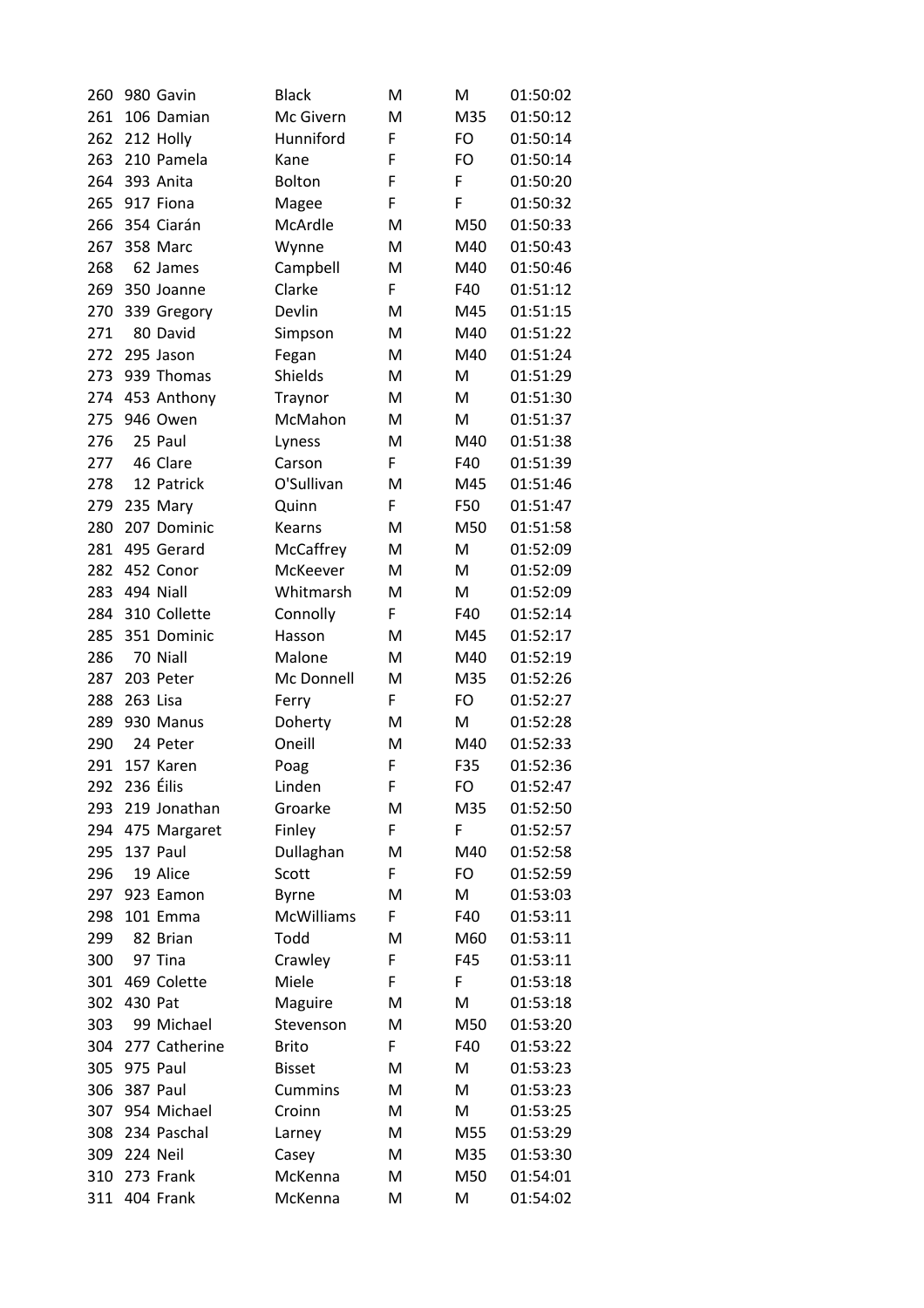| | | | | | | |
|---|---|---|---|---|---|---|
| 260 | 980 | Gavin | Black | M | M | 01:50:02 |
| 261 | 106 | Damian | Mc Givern | M | M35 | 01:50:12 |
| 262 | 212 | Holly | Hunniford | F | FO | 01:50:14 |
| 263 | 210 | Pamela | Kane | F | FO | 01:50:14 |
| 264 | 393 | Anita | Bolton | F | F | 01:50:20 |
| 265 | 917 | Fiona | Magee | F | F | 01:50:32 |
| 266 | 354 | Ciarán | McArdle | M | M50 | 01:50:33 |
| 267 | 358 | Marc | Wynne | M | M40 | 01:50:43 |
| 268 | 62 | James | Campbell | M | M40 | 01:50:46 |
| 269 | 350 | Joanne | Clarke | F | F40 | 01:51:12 |
| 270 | 339 | Gregory | Devlin | M | M45 | 01:51:15 |
| 271 | 80 | David | Simpson | M | M40 | 01:51:22 |
| 272 | 295 | Jason | Fegan | M | M40 | 01:51:24 |
| 273 | 939 | Thomas | Shields | M | M | 01:51:29 |
| 274 | 453 | Anthony | Traynor | M | M | 01:51:30 |
| 275 | 946 | Owen | McMahon | M | M | 01:51:37 |
| 276 | 25 | Paul | Lyness | M | M40 | 01:51:38 |
| 277 | 46 | Clare | Carson | F | F40 | 01:51:39 |
| 278 | 12 | Patrick | O'Sullivan | M | M45 | 01:51:46 |
| 279 | 235 | Mary | Quinn | F | F50 | 01:51:47 |
| 280 | 207 | Dominic | Kearns | M | M50 | 01:51:58 |
| 281 | 495 | Gerard | McCaffrey | M | M | 01:52:09 |
| 282 | 452 | Conor | McKeever | M | M | 01:52:09 |
| 283 | 494 | Niall | Whitmarsh | M | M | 01:52:09 |
| 284 | 310 | Collette | Connolly | F | F40 | 01:52:14 |
| 285 | 351 | Dominic | Hasson | M | M45 | 01:52:17 |
| 286 | 70 | Niall | Malone | M | M40 | 01:52:19 |
| 287 | 203 | Peter | Mc Donnell | M | M35 | 01:52:26 |
| 288 | 263 | Lisa | Ferry | F | FO | 01:52:27 |
| 289 | 930 | Manus | Doherty | M | M | 01:52:28 |
| 290 | 24 | Peter | Oneill | M | M40 | 01:52:33 |
| 291 | 157 | Karen | Poag | F | F35 | 01:52:36 |
| 292 | 236 | Éilis | Linden | F | FO | 01:52:47 |
| 293 | 219 | Jonathan | Groarke | M | M35 | 01:52:50 |
| 294 | 475 | Margaret | Finley | F | F | 01:52:57 |
| 295 | 137 | Paul | Dullaghan | M | M40 | 01:52:58 |
| 296 | 19 | Alice | Scott | F | FO | 01:52:59 |
| 297 | 923 | Eamon | Byrne | M | M | 01:53:03 |
| 298 | 101 | Emma | McWilliams | F | F40 | 01:53:11 |
| 299 | 82 | Brian | Todd | M | M60 | 01:53:11 |
| 300 | 97 | Tina | Crawley | F | F45 | 01:53:11 |
| 301 | 469 | Colette | Miele | F | F | 01:53:18 |
| 302 | 430 | Pat | Maguire | M | M | 01:53:18 |
| 303 | 99 | Michael | Stevenson | M | M50 | 01:53:20 |
| 304 | 277 | Catherine | Brito | F | F40 | 01:53:22 |
| 305 | 975 | Paul | Bisset | M | M | 01:53:23 |
| 306 | 387 | Paul | Cummins | M | M | 01:53:23 |
| 307 | 954 | Michael | Croinn | M | M | 01:53:25 |
| 308 | 234 | Paschal | Larney | M | M55 | 01:53:29 |
| 309 | 224 | Neil | Casey | M | M35 | 01:53:30 |
| 310 | 273 | Frank | McKenna | M | M50 | 01:54:01 |
| 311 | 404 | Frank | McKenna | M | M | 01:54:02 |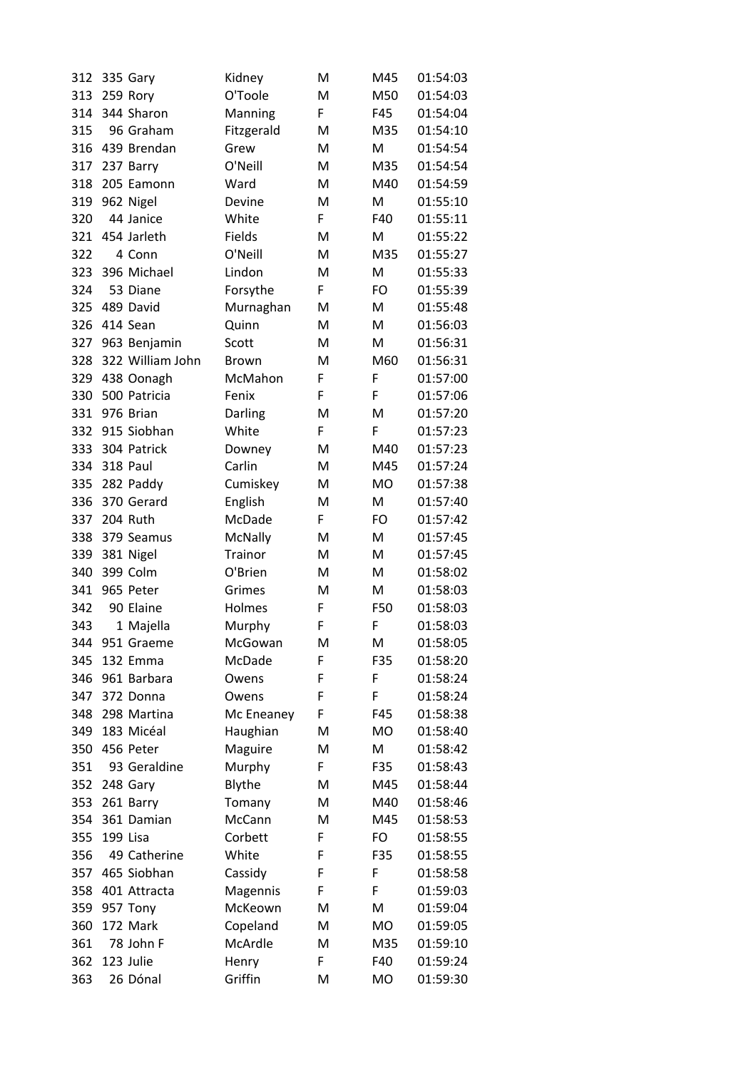| | | | | | | |
|---|---|---|---|---|---|---|
| 312 | 335 | Gary | Kidney | M | M45 | 01:54:03 |
| 313 | 259 | Rory | O'Toole | M | M50 | 01:54:03 |
| 314 | 344 | Sharon | Manning | F | F45 | 01:54:04 |
| 315 | 96 | Graham | Fitzgerald | M | M35 | 01:54:10 |
| 316 | 439 | Brendan | Grew | M | M | 01:54:54 |
| 317 | 237 | Barry | O'Neill | M | M35 | 01:54:54 |
| 318 | 205 | Eamonn | Ward | M | M40 | 01:54:59 |
| 319 | 962 | Nigel | Devine | M | M | 01:55:10 |
| 320 | 44 | Janice | White | F | F40 | 01:55:11 |
| 321 | 454 | Jarleth | Fields | M | M | 01:55:22 |
| 322 | 4 | Conn | O'Neill | M | M35 | 01:55:27 |
| 323 | 396 | Michael | Lindon | M | M | 01:55:33 |
| 324 | 53 | Diane | Forsythe | F | FO | 01:55:39 |
| 325 | 489 | David | Murnaghan | M | M | 01:55:48 |
| 326 | 414 | Sean | Quinn | M | M | 01:56:03 |
| 327 | 963 | Benjamin | Scott | M | M | 01:56:31 |
| 328 | 322 | William John | Brown | M | M60 | 01:56:31 |
| 329 | 438 | Oonagh | McMahon | F | F | 01:57:00 |
| 330 | 500 | Patricia | Fenix | F | F | 01:57:06 |
| 331 | 976 | Brian | Darling | M | M | 01:57:20 |
| 332 | 915 | Siobhan | White | F | F | 01:57:23 |
| 333 | 304 | Patrick | Downey | M | M40 | 01:57:23 |
| 334 | 318 | Paul | Carlin | M | M45 | 01:57:24 |
| 335 | 282 | Paddy | Cumiskey | M | MO | 01:57:38 |
| 336 | 370 | Gerard | English | M | M | 01:57:40 |
| 337 | 204 | Ruth | McDade | F | FO | 01:57:42 |
| 338 | 379 | Seamus | McNally | M | M | 01:57:45 |
| 339 | 381 | Nigel | Trainor | M | M | 01:57:45 |
| 340 | 399 | Colm | O'Brien | M | M | 01:58:02 |
| 341 | 965 | Peter | Grimes | M | M | 01:58:03 |
| 342 | 90 | Elaine | Holmes | F | F50 | 01:58:03 |
| 343 | 1 | Majella | Murphy | F | F | 01:58:03 |
| 344 | 951 | Graeme | McGowan | M | M | 01:58:05 |
| 345 | 132 | Emma | McDade | F | F35 | 01:58:20 |
| 346 | 961 | Barbara | Owens | F | F | 01:58:24 |
| 347 | 372 | Donna | Owens | F | F | 01:58:24 |
| 348 | 298 | Martina | Mc Eneaney | F | F45 | 01:58:38 |
| 349 | 183 | Micéal | Haughian | M | MO | 01:58:40 |
| 350 | 456 | Peter | Maguire | M | M | 01:58:42 |
| 351 | 93 | Geraldine | Murphy | F | F35 | 01:58:43 |
| 352 | 248 | Gary | Blythe | M | M45 | 01:58:44 |
| 353 | 261 | Barry | Tomany | M | M40 | 01:58:46 |
| 354 | 361 | Damian | McCann | M | M45 | 01:58:53 |
| 355 | 199 | Lisa | Corbett | F | FO | 01:58:55 |
| 356 | 49 | Catherine | White | F | F35 | 01:58:55 |
| 357 | 465 | Siobhan | Cassidy | F | F | 01:58:58 |
| 358 | 401 | Attracta | Magennis | F | F | 01:59:03 |
| 359 | 957 | Tony | McKeown | M | M | 01:59:04 |
| 360 | 172 | Mark | Copeland | M | MO | 01:59:05 |
| 361 | 78 | John F | McArdle | M | M35 | 01:59:10 |
| 362 | 123 | Julie | Henry | F | F40 | 01:59:24 |
| 363 | 26 | Dónal | Griffin | M | MO | 01:59:30 |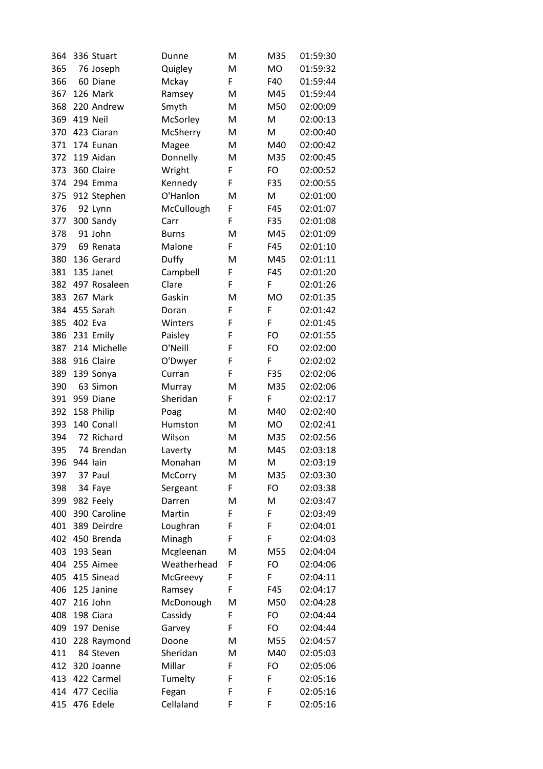| | | | | | | |
|---|---|---|---|---|---|---|
| 364 | 336 | Stuart | Dunne | M | M35 | 01:59:30 |
| 365 | 76 | Joseph | Quigley | M | MO | 01:59:32 |
| 366 | 60 | Diane | Mckay | F | F40 | 01:59:44 |
| 367 | 126 | Mark | Ramsey | M | M45 | 01:59:44 |
| 368 | 220 | Andrew | Smyth | M | M50 | 02:00:09 |
| 369 | 419 | Neil | McSorley | M | M | 02:00:13 |
| 370 | 423 | Ciaran | McSherry | M | M | 02:00:40 |
| 371 | 174 | Eunan | Magee | M | M40 | 02:00:42 |
| 372 | 119 | Aidan | Donnelly | M | M35 | 02:00:45 |
| 373 | 360 | Claire | Wright | F | FO | 02:00:52 |
| 374 | 294 | Emma | Kennedy | F | F35 | 02:00:55 |
| 375 | 912 | Stephen | O'Hanlon | M | M | 02:01:00 |
| 376 | 92 | Lynn | McCullough | F | F45 | 02:01:07 |
| 377 | 300 | Sandy | Carr | F | F35 | 02:01:08 |
| 378 | 91 | John | Burns | M | M45 | 02:01:09 |
| 379 | 69 | Renata | Malone | F | F45 | 02:01:10 |
| 380 | 136 | Gerard | Duffy | M | M45 | 02:01:11 |
| 381 | 135 | Janet | Campbell | F | F45 | 02:01:20 |
| 382 | 497 | Rosaleen | Clare | F | F | 02:01:26 |
| 383 | 267 | Mark | Gaskin | M | MO | 02:01:35 |
| 384 | 455 | Sarah | Doran | F | F | 02:01:42 |
| 385 | 402 | Eva | Winters | F | F | 02:01:45 |
| 386 | 231 | Emily | Paisley | F | FO | 02:01:55 |
| 387 | 214 | Michelle | O'Neill | F | FO | 02:02:00 |
| 388 | 916 | Claire | O'Dwyer | F | F | 02:02:02 |
| 389 | 139 | Sonya | Curran | F | F35 | 02:02:06 |
| 390 | 63 | Simon | Murray | M | M35 | 02:02:06 |
| 391 | 959 | Diane | Sheridan | F | F | 02:02:17 |
| 392 | 158 | Philip | Poag | M | M40 | 02:02:40 |
| 393 | 140 | Conall | Humston | M | MO | 02:02:41 |
| 394 | 72 | Richard | Wilson | M | M35 | 02:02:56 |
| 395 | 74 | Brendan | Laverty | M | M45 | 02:03:18 |
| 396 | 944 | Iain | Monahan | M | M | 02:03:19 |
| 397 | 37 | Paul | McCorry | M | M35 | 02:03:30 |
| 398 | 34 | Faye | Sergeant | F | FO | 02:03:38 |
| 399 | 982 | Feely | Darren | M | M | 02:03:47 |
| 400 | 390 | Caroline | Martin | F | F | 02:03:49 |
| 401 | 389 | Deirdre | Loughran | F | F | 02:04:01 |
| 402 | 450 | Brenda | Minagh | F | F | 02:04:03 |
| 403 | 193 | Sean | Mcgleenan | M | M55 | 02:04:04 |
| 404 | 255 | Aimee | Weatherhead | F | FO | 02:04:06 |
| 405 | 415 | Sinead | McGreevy | F | F | 02:04:11 |
| 406 | 125 | Janine | Ramsey | F | F45 | 02:04:17 |
| 407 | 216 | John | McDonough | M | M50 | 02:04:28 |
| 408 | 198 | Ciara | Cassidy | F | FO | 02:04:44 |
| 409 | 197 | Denise | Garvey | F | FO | 02:04:44 |
| 410 | 228 | Raymond | Doone | M | M55 | 02:04:57 |
| 411 | 84 | Steven | Sheridan | M | M40 | 02:05:03 |
| 412 | 320 | Joanne | Millar | F | FO | 02:05:06 |
| 413 | 422 | Carmel | Tumelty | F | F | 02:05:16 |
| 414 | 477 | Cecilia | Fegan | F | F | 02:05:16 |
| 415 | 476 | Edele | Cellaland | F | F | 02:05:16 |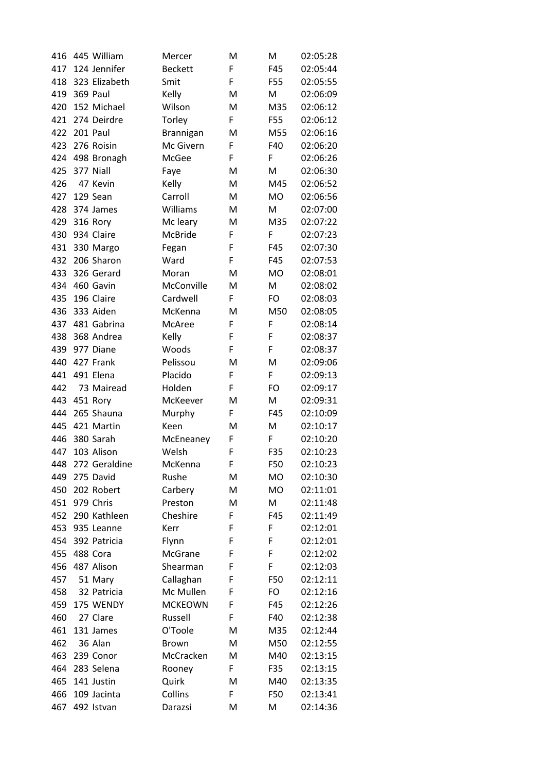| | | | | | | |
|---|---|---|---|---|---|---|
| 416 | 445 | William | Mercer | M | M | 02:05:28 |
| 417 | 124 | Jennifer | Beckett | F | F45 | 02:05:44 |
| 418 | 323 | Elizabeth | Smit | F | F55 | 02:05:55 |
| 419 | 369 | Paul | Kelly | M | M | 02:06:09 |
| 420 | 152 | Michael | Wilson | M | M35 | 02:06:12 |
| 421 | 274 | Deirdre | Torley | F | F55 | 02:06:12 |
| 422 | 201 | Paul | Brannigan | M | M55 | 02:06:16 |
| 423 | 276 | Roisin | Mc Givern | F | F40 | 02:06:20 |
| 424 | 498 | Bronagh | McGee | F | F | 02:06:26 |
| 425 | 377 | Niall | Faye | M | M | 02:06:30 |
| 426 | 47 | Kevin | Kelly | M | M45 | 02:06:52 |
| 427 | 129 | Sean | Carroll | M | MO | 02:06:56 |
| 428 | 374 | James | Williams | M | M | 02:07:00 |
| 429 | 316 | Rory | Mc leary | M | M35 | 02:07:22 |
| 430 | 934 | Claire | McBride | F | F | 02:07:23 |
| 431 | 330 | Margo | Fegan | F | F45 | 02:07:30 |
| 432 | 206 | Sharon | Ward | F | F45 | 02:07:53 |
| 433 | 326 | Gerard | Moran | M | MO | 02:08:01 |
| 434 | 460 | Gavin | McConville | M | M | 02:08:02 |
| 435 | 196 | Claire | Cardwell | F | FO | 02:08:03 |
| 436 | 333 | Aiden | McKenna | M | M50 | 02:08:05 |
| 437 | 481 | Gabrina | McAree | F | F | 02:08:14 |
| 438 | 368 | Andrea | Kelly | F | F | 02:08:37 |
| 439 | 977 | Diane | Woods | F | F | 02:08:37 |
| 440 | 427 | Frank | Pelissou | M | M | 02:09:06 |
| 441 | 491 | Elena | Placido | F | F | 02:09:13 |
| 442 | 73 | Mairead | Holden | F | FO | 02:09:17 |
| 443 | 451 | Rory | McKeever | M | M | 02:09:31 |
| 444 | 265 | Shauna | Murphy | F | F45 | 02:10:09 |
| 445 | 421 | Martin | Keen | M | M | 02:10:17 |
| 446 | 380 | Sarah | McEneaney | F | F | 02:10:20 |
| 447 | 103 | Alison | Welsh | F | F35 | 02:10:23 |
| 448 | 272 | Geraldine | McKenna | F | F50 | 02:10:23 |
| 449 | 275 | David | Rushe | M | MO | 02:10:30 |
| 450 | 202 | Robert | Carbery | M | MO | 02:11:01 |
| 451 | 979 | Chris | Preston | M | M | 02:11:48 |
| 452 | 290 | Kathleen | Cheshire | F | F45 | 02:11:49 |
| 453 | 935 | Leanne | Kerr | F | F | 02:12:01 |
| 454 | 392 | Patricia | Flynn | F | F | 02:12:01 |
| 455 | 488 | Cora | McGrane | F | F | 02:12:02 |
| 456 | 487 | Alison | Shearman | F | F | 02:12:03 |
| 457 | 51 | Mary | Callaghan | F | F50 | 02:12:11 |
| 458 | 32 | Patricia | Mc Mullen | F | FO | 02:12:16 |
| 459 | 175 | WENDY | MCKEOWN | F | F45 | 02:12:26 |
| 460 | 27 | Clare | Russell | F | F40 | 02:12:38 |
| 461 | 131 | James | O'Toole | M | M35 | 02:12:44 |
| 462 | 36 | Alan | Brown | M | M50 | 02:12:55 |
| 463 | 239 | Conor | McCracken | M | M40 | 02:13:15 |
| 464 | 283 | Selena | Rooney | F | F35 | 02:13:15 |
| 465 | 141 | Justin | Quirk | M | M40 | 02:13:35 |
| 466 | 109 | Jacinta | Collins | F | F50 | 02:13:41 |
| 467 | 492 | Istvan | Darazsi | M | M | 02:14:36 |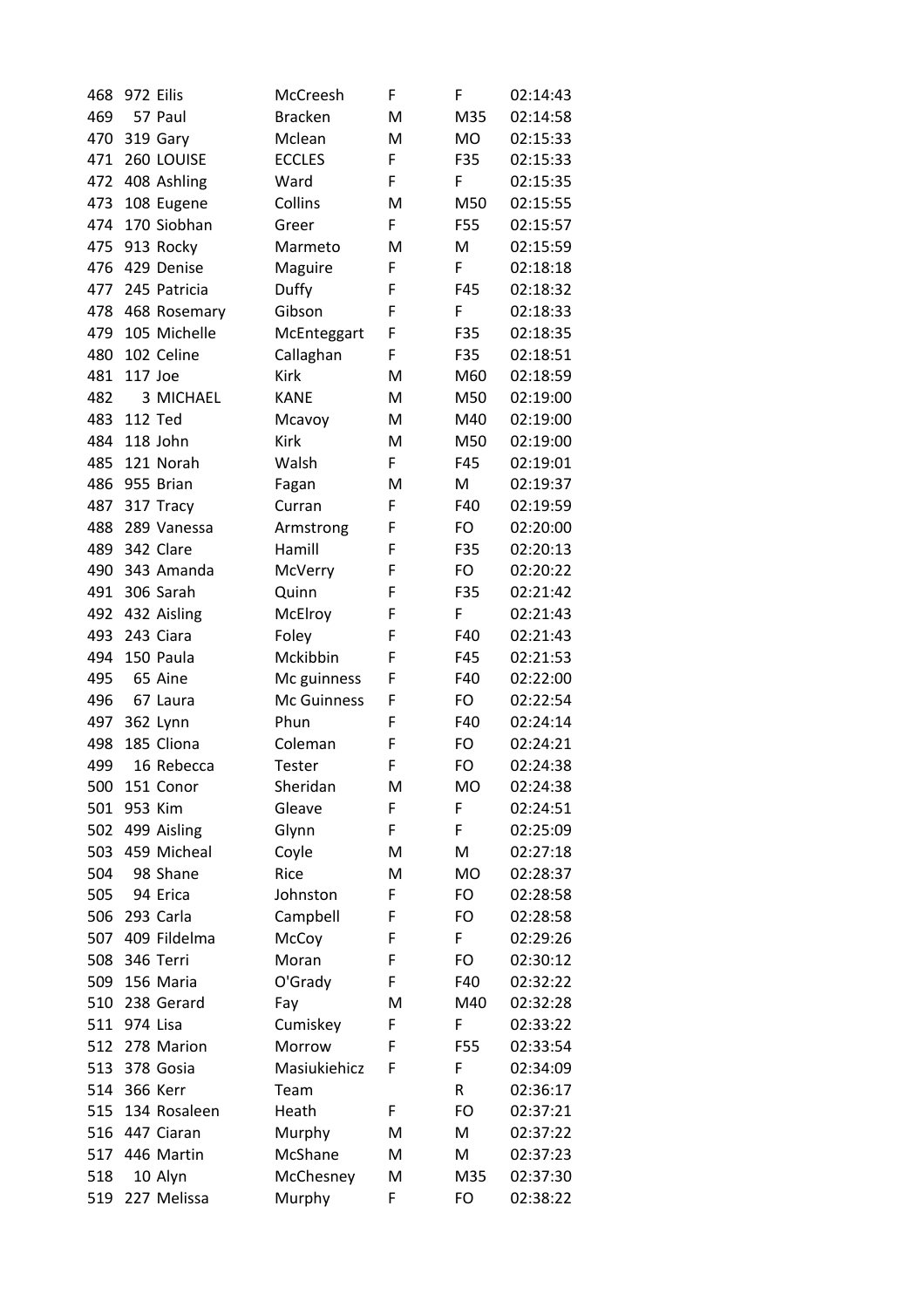| | | | | | | |
|---|---|---|---|---|---|---|
| 468 | 972 | Eilis | McCreesh | F | F | 02:14:43 |
| 469 | 57 | Paul | Bracken | M | M35 | 02:14:58 |
| 470 | 319 | Gary | Mclean | M | MO | 02:15:33 |
| 471 | 260 | LOUISE | ECCLES | F | F35 | 02:15:33 |
| 472 | 408 | Ashling | Ward | F | F | 02:15:35 |
| 473 | 108 | Eugene | Collins | M | M50 | 02:15:55 |
| 474 | 170 | Siobhan | Greer | F | F55 | 02:15:57 |
| 475 | 913 | Rocky | Marmeto | M | M | 02:15:59 |
| 476 | 429 | Denise | Maguire | F | F | 02:18:18 |
| 477 | 245 | Patricia | Duffy | F | F45 | 02:18:32 |
| 478 | 468 | Rosemary | Gibson | F | F | 02:18:33 |
| 479 | 105 | Michelle | McEnteggart | F | F35 | 02:18:35 |
| 480 | 102 | Celine | Callaghan | F | F35 | 02:18:51 |
| 481 | 117 | Joe | Kirk | M | M60 | 02:18:59 |
| 482 | 3 | MICHAEL | KANE | M | M50 | 02:19:00 |
| 483 | 112 | Ted | Mcavoy | M | M40 | 02:19:00 |
| 484 | 118 | John | Kirk | M | M50 | 02:19:00 |
| 485 | 121 | Norah | Walsh | F | F45 | 02:19:01 |
| 486 | 955 | Brian | Fagan | M | M | 02:19:37 |
| 487 | 317 | Tracy | Curran | F | F40 | 02:19:59 |
| 488 | 289 | Vanessa | Armstrong | F | FO | 02:20:00 |
| 489 | 342 | Clare | Hamill | F | F35 | 02:20:13 |
| 490 | 343 | Amanda | McVerry | F | FO | 02:20:22 |
| 491 | 306 | Sarah | Quinn | F | F35 | 02:21:42 |
| 492 | 432 | Aisling | McElroy | F | F | 02:21:43 |
| 493 | 243 | Ciara | Foley | F | F40 | 02:21:43 |
| 494 | 150 | Paula | Mckibbin | F | F45 | 02:21:53 |
| 495 | 65 | Aine | Mc guinness | F | F40 | 02:22:00 |
| 496 | 67 | Laura | Mc Guinness | F | FO | 02:22:54 |
| 497 | 362 | Lynn | Phun | F | F40 | 02:24:14 |
| 498 | 185 | Cliona | Coleman | F | FO | 02:24:21 |
| 499 | 16 | Rebecca | Tester | F | FO | 02:24:38 |
| 500 | 151 | Conor | Sheridan | M | MO | 02:24:38 |
| 501 | 953 | Kim | Gleave | F | F | 02:24:51 |
| 502 | 499 | Aisling | Glynn | F | F | 02:25:09 |
| 503 | 459 | Micheal | Coyle | M | M | 02:27:18 |
| 504 | 98 | Shane | Rice | M | MO | 02:28:37 |
| 505 | 94 | Erica | Johnston | F | FO | 02:28:58 |
| 506 | 293 | Carla | Campbell | F | FO | 02:28:58 |
| 507 | 409 | Fildelma | McCoy | F | F | 02:29:26 |
| 508 | 346 | Terri | Moran | F | FO | 02:30:12 |
| 509 | 156 | Maria | O'Grady | F | F40 | 02:32:22 |
| 510 | 238 | Gerard | Fay | M | M40 | 02:32:28 |
| 511 | 974 | Lisa | Cumiskey | F | F | 02:33:22 |
| 512 | 278 | Marion | Morrow | F | F55 | 02:33:54 |
| 513 | 378 | Gosia | Masiukiehicz | F | F | 02:34:09 |
| 514 | 366 | Kerr | Team | | R | 02:36:17 |
| 515 | 134 | Rosaleen | Heath | F | FO | 02:37:21 |
| 516 | 447 | Ciaran | Murphy | M | M | 02:37:22 |
| 517 | 446 | Martin | McShane | M | M | 02:37:23 |
| 518 | 10 | Alyn | McChesney | M | M35 | 02:37:30 |
| 519 | 227 | Melissa | Murphy | F | FO | 02:38:22 |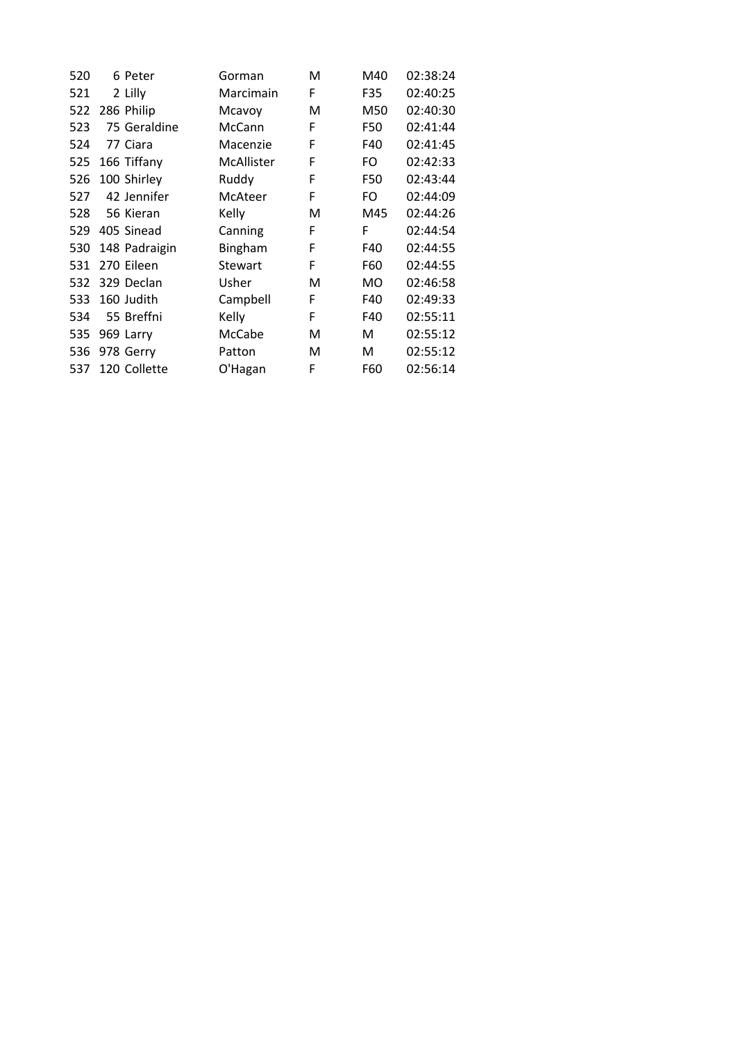| | | | | | | |
|---|---|---|---|---|---|---|
| 520 | 6 | Peter | Gorman | M | M40 | 02:38:24 |
| 521 | 2 | Lilly | Marcimain | F | F35 | 02:40:25 |
| 522 | 286 | Philip | Mcavoy | M | M50 | 02:40:30 |
| 523 | 75 | Geraldine | McCann | F | F50 | 02:41:44 |
| 524 | 77 | Ciara | Macenzie | F | F40 | 02:41:45 |
| 525 | 166 | Tiffany | McAllister | F | FO | 02:42:33 |
| 526 | 100 | Shirley | Ruddy | F | F50 | 02:43:44 |
| 527 | 42 | Jennifer | McAteer | F | FO | 02:44:09 |
| 528 | 56 | Kieran | Kelly | M | M45 | 02:44:26 |
| 529 | 405 | Sinead | Canning | F | F | 02:44:54 |
| 530 | 148 | Padraigin | Bingham | F | F40 | 02:44:55 |
| 531 | 270 | Eileen | Stewart | F | F60 | 02:44:55 |
| 532 | 329 | Declan | Usher | M | MO | 02:46:58 |
| 533 | 160 | Judith | Campbell | F | F40 | 02:49:33 |
| 534 | 55 | Breffni | Kelly | F | F40 | 02:55:11 |
| 535 | 969 | Larry | McCabe | M | M | 02:55:12 |
| 536 | 978 | Gerry | Patton | M | M | 02:55:12 |
| 537 | 120 | Collette | O'Hagan | F | F60 | 02:56:14 |